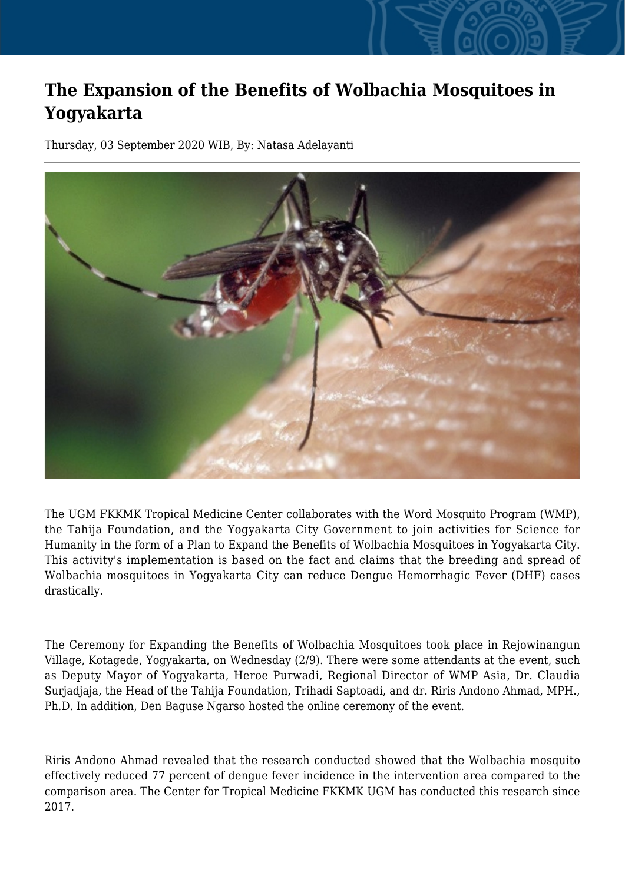# The Expansion of the Benefits of Wolbachia Mosquitoes in Yogyakarta

Thursday, 03 September 2020 WIB, By: Natasa Adelayanti

The UGM FKKMK Tropical Medicine Center collaborates with the Word Mosquito Program (WMP), the Tahija Foundation, and the Yogyakarta City Government to join activities for Science for Humanity in the form of a Plan to Expand the Benefits of Wolbachia Mosquitoes in Yogyakarta City. This activity's implementation is based on the fact and claims that the breeding and spread of Wolbachia mosquitoes in Yogyakarta City can reduce Dengue Hemorrhagic Fever (DHF) cases drastically.

The Ceremony for Expanding the Benefits of Wolbachia Mosquitoes took place in Rejowinangun Village, Kotagede, Yogyakarta, on Wednesday (2/9). There were some attendants at the event, such as Deputy Mayor of Yogyakarta, Heroe Purwadi, Regional Director of WMP Asia, Dr. Claudia Surjadjaja, the Head of the Tahija Foundation, Trihadi Saptoadi, and dr. Riris Andono Ahmad, MPH., Ph.D. In addition, Den Baguse Ngarso hosted the online ceremony of the event.

Riris Andono Ahmad revealed that the research conducted showed that the Wolbachia mosquito effectively reduced 77 percent of dengue fever incidence in the intervention area compared to the comparison area. The Center for Tropical Medicine FKKMK UGM has conducted this research since 2017.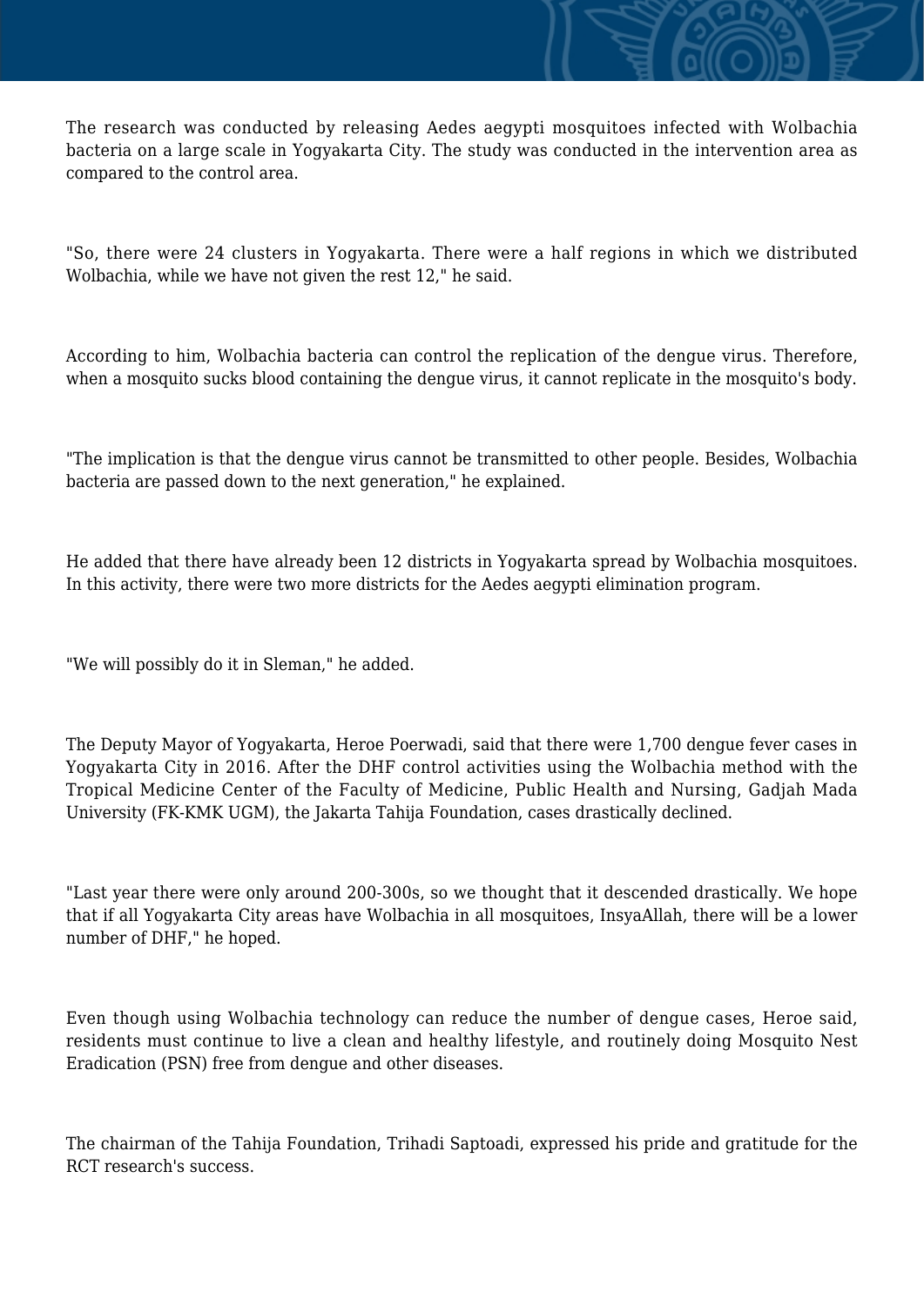The research was conducted by releasing Aedes aegypti mosquitoes infected with Wolbachia bacteria on a large scale in Yogyakarta City. The study was conducted in the intervention area as compared to the control area.

"So, there were 24 clusters in Yogyakarta. There were a half regions in which we distributed Wolbachia, while we have not given the rest 12," he said.

According to him, Wolbachia bacteria can control the replication of the dengue virus. Therefore, when a mosquito sucks blood containing the dengue virus, it cannot replicate in the mosquito's body.

"The implication is that the dengue virus cannot be transmitted to other people. Besides, Wolbachia bacteria are passed down to the next generation," he explained.

He added that there have already been 12 districts in Yogyakarta spread by Wolbachia mosquitoes. In this activity, there were two more districts for the Aedes aegypti elimination program.

"We will possibly do it in Sleman," he added.

The Deputy Mayor of Yogyakarta, Heroe Poerwadi, said that there were 1,700 dengue fever cases in Yogyakarta City in 2016. After the DHF control activities using the Wolbachia method with the Tropical Medicine Center of the Faculty of Medicine, Public Health and Nursing, Gadjah Mada University (FK-KMK UGM), the Jakarta Tahija Foundation, cases drastically declined.

"Last year there were only around 200-300s, so we thought that it descended drastically. We hope that if all Yogyakarta City areas have Wolbachia in all mosquitoes, InsyaAllah, there will be a lower number of DHF," he hoped.

Even though using Wolbachia technology can reduce the number of dengue cases, Heroe said, residents must continue to live a clean and healthy lifestyle, and routinely doing Mosquito Nest Eradication (PSN) free from dengue and other diseases.

The chairman of the Tahija Foundation, Trihadi Saptoadi, expressed his pride and gratitude for the RCT research's success.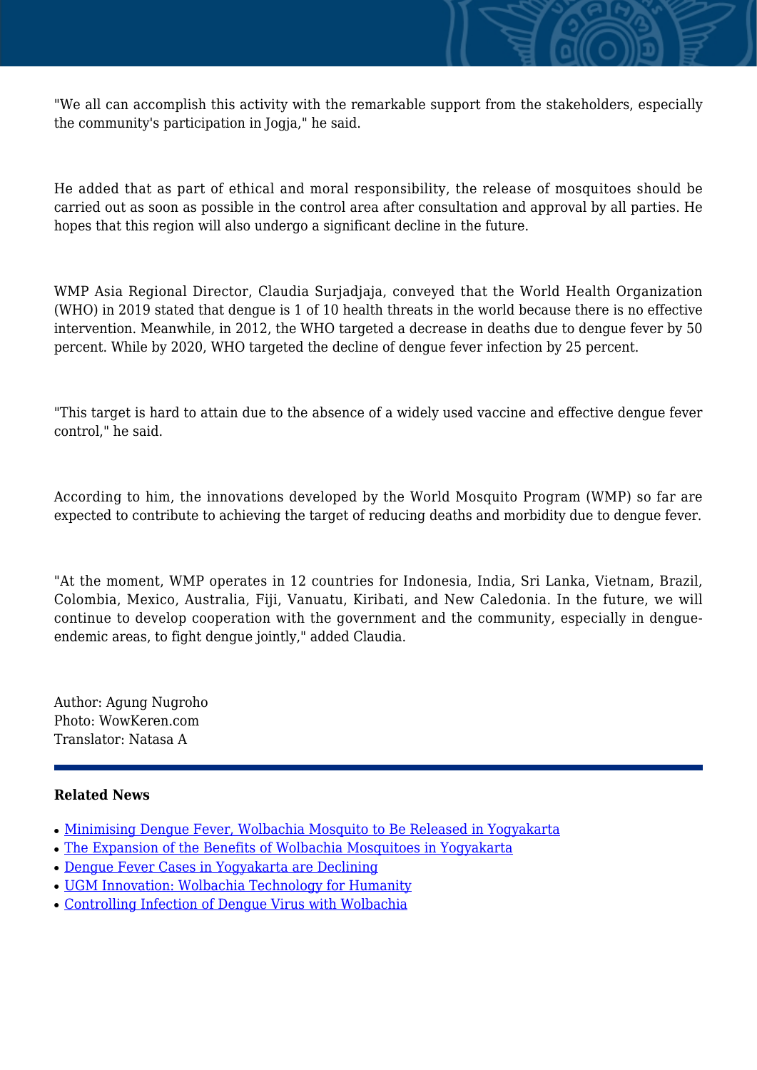"We all can accomplish this activity with the remarkable support from the stakeholders, especially the community's participation in Jogja," he said.

He added that as part of ethical and moral responsibility, the release of mosquitoes should be carried out as soon as possible in the control area after consultation and approval by all parties. He hopes that this region will also undergo a significant decline in the future.

WMP Asia Regional Director, Claudia Surjadjaja, conveyed that the World Health Organization (WHO) in 2019 stated that dengue is 1 of 10 health threats in the world because there is no effective intervention. Meanwhile, in 2012, the WHO targeted a decrease in deaths due to dengue fever by 50 percent. While by 2020, WHO targeted the decline of dengue fever infection by 25 percent.

"This target is hard to attain due to the absence of a widely used vaccine and effective dengue fever control," he said.

According to him, the innovations developed by the World Mosquito Program (WMP) so far are expected to contribute to achieving the target of reducing deaths and morbidity due to dengue fever.

"At the moment, WMP operates in 12 countries for Indonesia, India, Sri Lanka, Vietnam, Brazil, Colombia, Mexico, Australia, Fiji, Vanuatu, Kiribati, and New Caledonia. In the future, we will continue to develop cooperation with the government and the community, especially in dengue-endemic areas, to fight dengue jointly," added Claudia.

Author: Agung Nugroho
Photo: WowKeren.com
Translator: Natasa A

**Related News**

- Minimising Dengue Fever, Wolbachia Mosquito to Be Released in Yogyakarta
- The Expansion of the Benefits of Wolbachia Mosquitoes in Yogyakarta
- Dengue Fever Cases in Yogyakarta are Declining
- UGM Innovation: Wolbachia Technology for Humanity
- Controlling Infection of Dengue Virus with Wolbachia